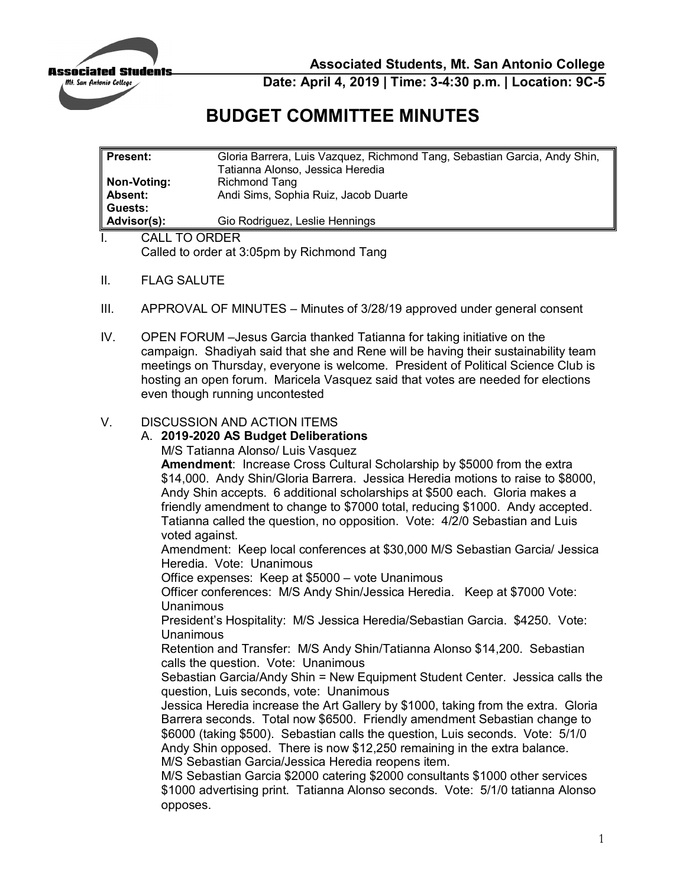**Associated Students, Mt. San Antonio College**

**Date: April 4, 2019 | Time: 3-4:30 p.m. | Location: 9C-5**

# BUDGET COMMITTEE MINUTES

| | |
|---|---|
| **Present:** | Gloria Barrera, Luis Vazquez, Richmond Tang, Sebastian Garcia, Andy Shin, Tatianna Alonso, Jessica Heredia |
| **Non-Voting:** | Richmond Tang |
| **Absent:** | Andi Sims, Sophia Ruiz, Jacob Duarte |
| **Guests:** | |
| **Advisor(s):** | Gio Rodriguez, Leslie Hennings |

I. CALL TO ORDER
Called to order at 3:05pm by Richmond Tang

II. FLAG SALUTE

III. APPROVAL OF MINUTES – Minutes of 3/28/19 approved under general consent

IV. OPEN FORUM –Jesus Garcia thanked Tatianna for taking initiative on the campaign. Shadiyah said that she and Rene will be having their sustainability team meetings on Thursday, everyone is welcome. President of Political Science Club is hosting an open forum. Maricela Vasquez said that votes are needed for elections even though running uncontested

V. DISCUSSION AND ACTION ITEMS

A. **2019-2020 AS Budget Deliberations**

M/S Tatianna Alonso/ Luis Vasquez

**Amendment**: Increase Cross Cultural Scholarship by $5000 from the extra $14,000. Andy Shin/Gloria Barrera. Jessica Heredia motions to raise to $8000, Andy Shin accepts. 6 additional scholarships at $500 each. Gloria makes a friendly amendment to change to $7000 total, reducing $1000. Andy accepted. Tatianna called the question, no opposition. Vote: 4/2/0 Sebastian and Luis voted against.

Amendment: Keep local conferences at $30,000 M/S Sebastian Garcia/ Jessica Heredia. Vote: Unanimous

Office expenses: Keep at $5000 – vote Unanimous

Officer conferences: M/S Andy Shin/Jessica Heredia. Keep at $7000 Vote: Unanimous

President's Hospitality: M/S Jessica Heredia/Sebastian Garcia. $4250. Vote: Unanimous

Retention and Transfer: M/S Andy Shin/Tatianna Alonso $14,200. Sebastian calls the question. Vote: Unanimous

Sebastian Garcia/Andy Shin = New Equipment Student Center. Jessica calls the question, Luis seconds, vote: Unanimous

Jessica Heredia increase the Art Gallery by $1000, taking from the extra. Gloria Barrera seconds. Total now $6500. Friendly amendment Sebastian change to $6000 (taking $500). Sebastian calls the question, Luis seconds. Vote: 5/1/0 Andy Shin opposed. There is now $12,250 remaining in the extra balance.

M/S Sebastian Garcia/Jessica Heredia reopens item.

M/S Sebastian Garcia $2000 catering $2000 consultants $1000 other services $1000 advertising print. Tatianna Alonso seconds. Vote: 5/1/0 tatianna Alonso opposes.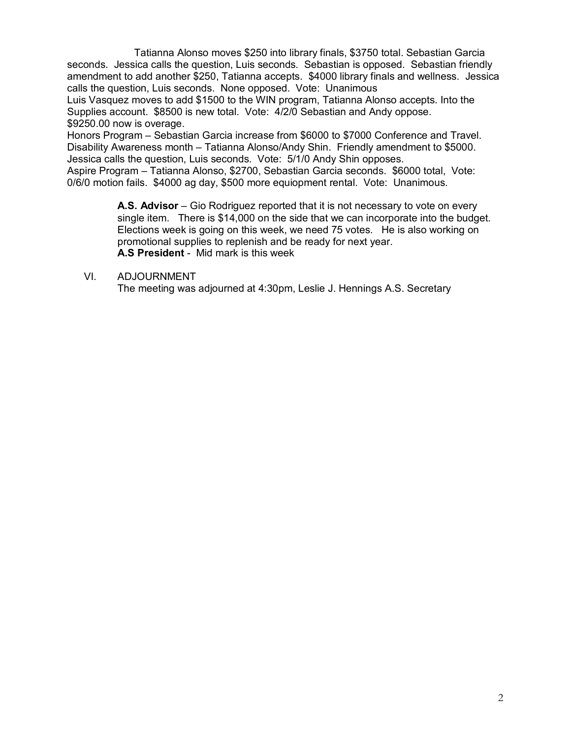Tatianna Alonso moves $250 into library finals, $3750 total. Sebastian Garcia seconds. Jessica calls the question, Luis seconds. Sebastian is opposed. Sebastian friendly amendment to add another $250, Tatianna accepts. $4000 library finals and wellness. Jessica calls the question, Luis seconds. None opposed. Vote: Unanimous

Luis Vasquez moves to add $1500 to the WIN program, Tatianna Alonso accepts. Into the Supplies account. $8500 is new total. Vote: 4/2/0 Sebastian and Andy oppose.

$9250.00 now is overage.

Honors Program – Sebastian Garcia increase from $6000 to $7000 Conference and Travel.

Disability Awareness month – Tatianna Alonso/Andy Shin. Friendly amendment to $5000. Jessica calls the question, Luis seconds. Vote: 5/1/0 Andy Shin opposes.

Aspire Program – Tatianna Alonso, $2700, Sebastian Garcia seconds. $6000 total, Vote: 0/6/0 motion fails. $4000 ag day, $500 more equiopment rental. Vote: Unanimous.

**A.S. Advisor** – Gio Rodriguez reported that it is not necessary to vote on every single item. There is $14,000 on the side that we can incorporate into the budget. Elections week is going on this week, we need 75 votes. He is also working on promotional supplies to replenish and be ready for next year.

**A.S President** - Mid mark is this week

VI. ADJOURNMENT

The meeting was adjourned at 4:30pm, Leslie J. Hennings A.S. Secretary